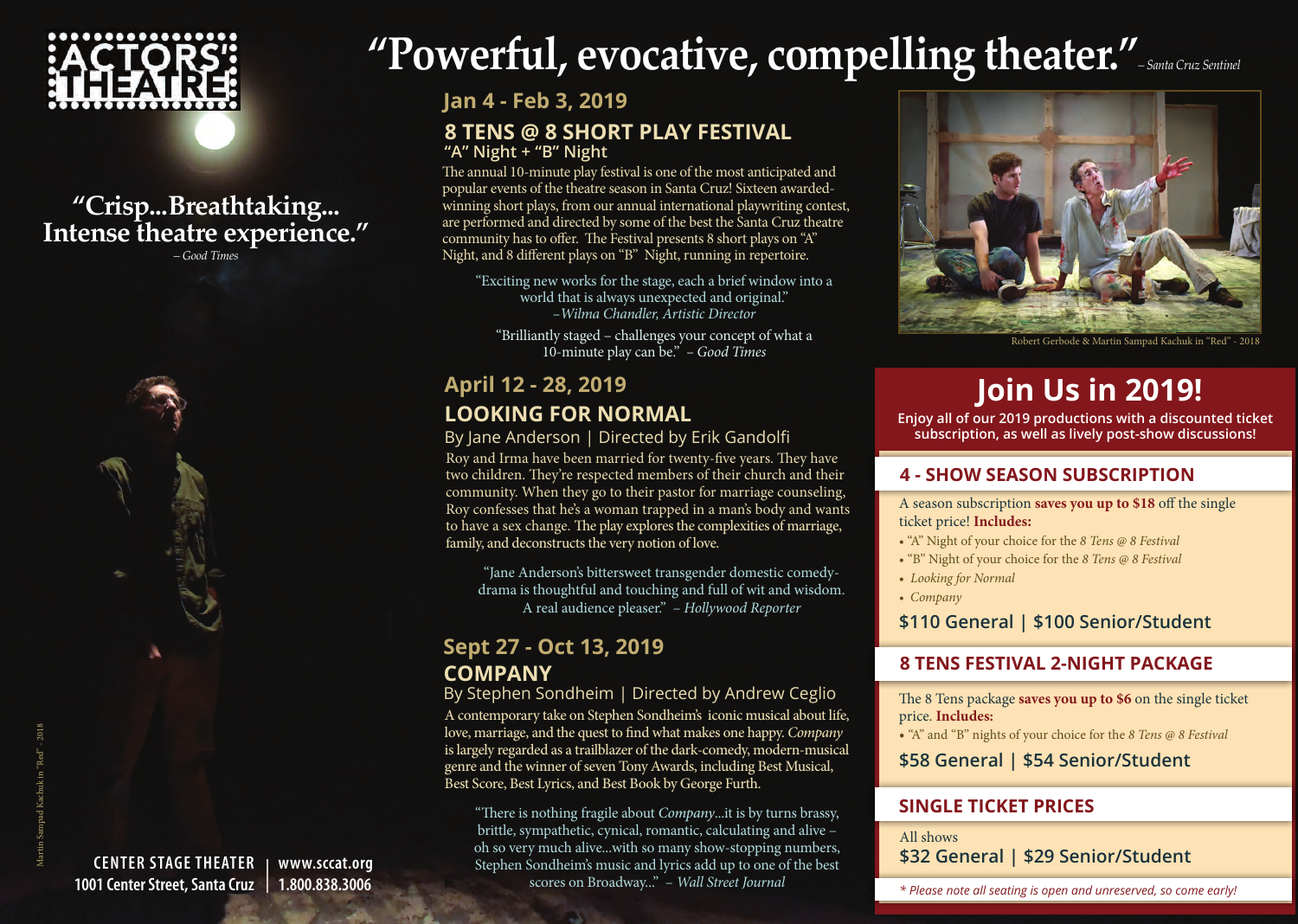# ACTORS' THEATRE

# "Powerful, evocative, compelling theater." – *Santa Cruz Sentinel*

## "Crisp...Breathtaking... Intense theatre experience."

– *Good Times*

## Jan 4 - Feb 3, 2019

### 8 TENS @ 8 SHORT PLAY FESTIVAL

**"A" Night + "B" Night**

The annual 10-minute play festival is one of the most anticipated and popular events of the theatre season in Santa Cruz! Sixteen awarded-winning short plays, from our annual international playwriting contest, are performed and directed by some of the best the Santa Cruz theatre community has to offer. The Festival presents 8 short plays on "A" Night, and 8 different plays on "B" Night, running in repertoire.

"Exciting new works for the stage, each a brief window into a world that is always unexpected and original." –*Wilma Chandler, Artistic Director*

"Brilliantly staged – challenges your concept of what a 10-minute play can be." – *Good Times*

## April 12 - 28, 2019

### LOOKING FOR NORMAL

By Jane Anderson | Directed by Erik Gandolfi

Roy and Irma have been married for twenty-five years. They have two children. They're respected members of their church and their community. When they go to their pastor for marriage counseling, Roy confesses that he's a woman trapped in a man's body and wants to have a sex change. The play explores the complexities of marriage, family, and deconstructs the very notion of love.

"Jane Anderson's bittersweet transgender domestic comedy-drama is thoughtful and touching and full of wit and wisdom. A real audience pleaser." – *Hollywood Reporter*

## Sept 27 - Oct 13, 2019

### COMPANY

By Stephen Sondheim | Directed by Andrew Ceglio

A contemporary take on Stephen Sondheim's iconic musical about life, love, marriage, and the quest to find what makes one happy. *Company* is largely regarded as a trailblazer of the dark-comedy, modern-musical genre and the winner of seven Tony Awards, including Best Musical, Best Score, Best Lyrics, and Best Book by George Furth.

"There is nothing fragile about *Company*...it is by turns brassy, brittle, sympathetic, cynical, romantic, calculating and alive – oh so very much alive...with so many show-stopping numbers, Stephen Sondheim's music and lyrics add up to one of the best scores on Broadway..." – *Wall Street Journal*

Robert Gerbode & Martin Sampad Kachuk in "Red" - 2018

## Join Us in 2019!

**Enjoy all of our 2019 productions with a discounted ticket subscription, as well as lively post-show discussions!**

### 4 - SHOW SEASON SUBSCRIPTION

A season subscription **saves you up to $18** off the single ticket price! **Includes:**

- "A" Night of your choice for the *8 Tens @ 8 Festival*
- "B" Night of your choice for the *8 Tens @ 8 Festival*
- *Looking for Normal*
- *Company*

**$110 General | $100 Senior/Student**

### 8 TENS FESTIVAL 2-NIGHT PACKAGE

The 8 Tens package **saves you up to $6** on the single ticket price. **Includes:**

- "A" and "B" nights of your choice for the *8 Tens @ 8 Festival*

**$58 General | $54 Senior/Student**

### SINGLE TICKET PRICES

All shows

**$32 General | $29 Senior/Student**

*\* Please note all seating is open and unreserved, so come early!*

Martin Sampad Kachuk in "Red" - 2018

**CENTER STAGE THEATER**
**1001 Center Street, Santa Cruz**

**www.sccat.org**
**1.800.838.3006**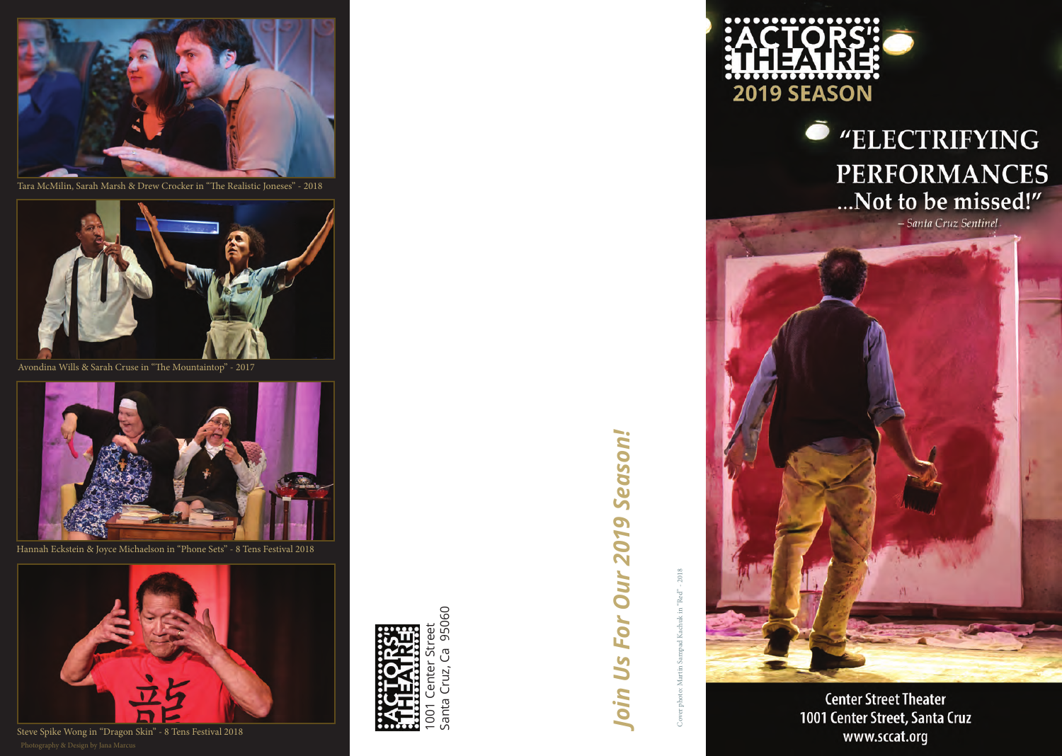Tara McMilin, Sarah Marsh & Drew Crocker in "The Realistic Joneses" - 2018

Avondina Wills & Sarah Cruse in "The Mountaintop" - 2017

Hannah Eckstein & Joyce Michaelson in "Phone Sets" - 8 Tens Festival 2018

Steve Spike Wong in "Dragon Skin" - 8 Tens Festival 2018

Photography & Design by Jana Marcus

ACTORS' THEATRE
1001 Center Street
Santa Cruz, Ca 95060

***Join Us For Our 2019 Season!***

Cover photo: Martin Sampad Kachuk in "Red" - 2018

# ACTORS' THEATRE

## 2019 SEASON

## "ELECTRIFYING PERFORMANCES ...Not to be missed!"

– *Santa Cruz Sentinel*

**Center Street Theater**
**1001 Center Street, Santa Cruz**
**www.sccat.org**